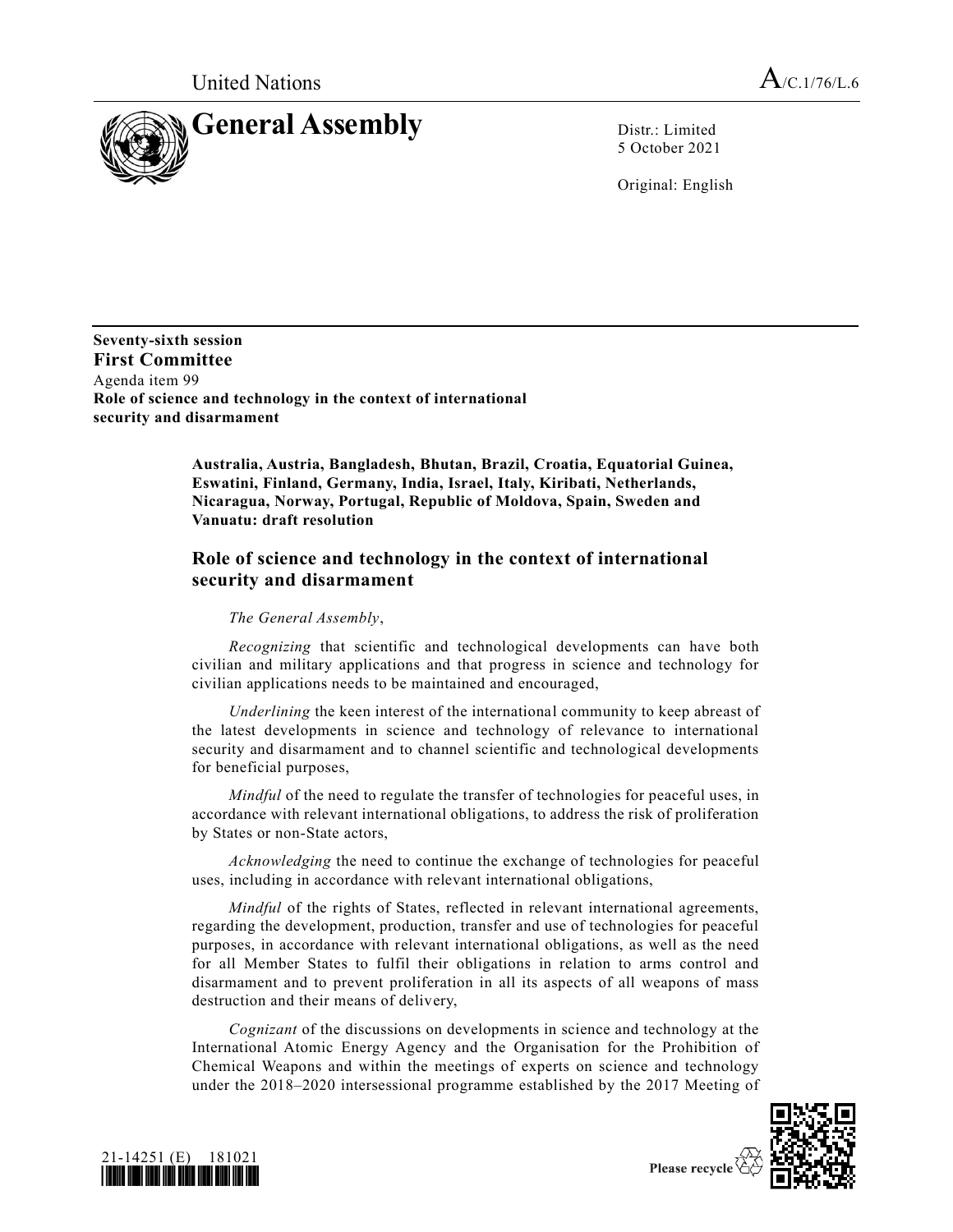United Nations

**A/C.1/76/L.6**

# General Assembly

Distr.: Limited
5 October 2021

Original: English

**Seventy-sixth session**
**First Committee**
Agenda item 99
**Role of science and technology in the context of international security and disarmament**

**Australia, Austria, Bangladesh, Bhutan, Brazil, Croatia, Equatorial Guinea, Eswatini, Finland, Germany, India, Israel, Italy, Kiribati, Netherlands, Nicaragua, Norway, Portugal, Republic of Moldova, Spain, Sweden and Vanuatu: draft resolution**

## Role of science and technology in the context of international security and disarmament

*The General Assembly*,

*Recognizing* that scientific and technological developments can have both civilian and military applications and that progress in science and technology for civilian applications needs to be maintained and encouraged,

*Underlining* the keen interest of the international community to keep abreast of the latest developments in science and technology of relevance to international security and disarmament and to channel scientific and technological developments for beneficial purposes,

*Mindful* of the need to regulate the transfer of technologies for peaceful uses, in accordance with relevant international obligations, to address the risk of proliferation by States or non-State actors,

*Acknowledging* the need to continue the exchange of technologies for peaceful uses, including in accordance with relevant international obligations,

*Mindful* of the rights of States, reflected in relevant international agreements, regarding the development, production, transfer and use of technologies for peaceful purposes, in accordance with relevant international obligations, as well as the need for all Member States to fulfil their obligations in relation to arms control and disarmament and to prevent proliferation in all its aspects of all weapons of mass destruction and their means of delivery,

*Cognizant* of the discussions on developments in science and technology at the International Atomic Energy Agency and the Organisation for the Prohibition of Chemical Weapons and within the meetings of experts on science and technology under the 2018–2020 intersessional programme established by the 2017 Meeting of

21-14251 (E) 181021

Please recycle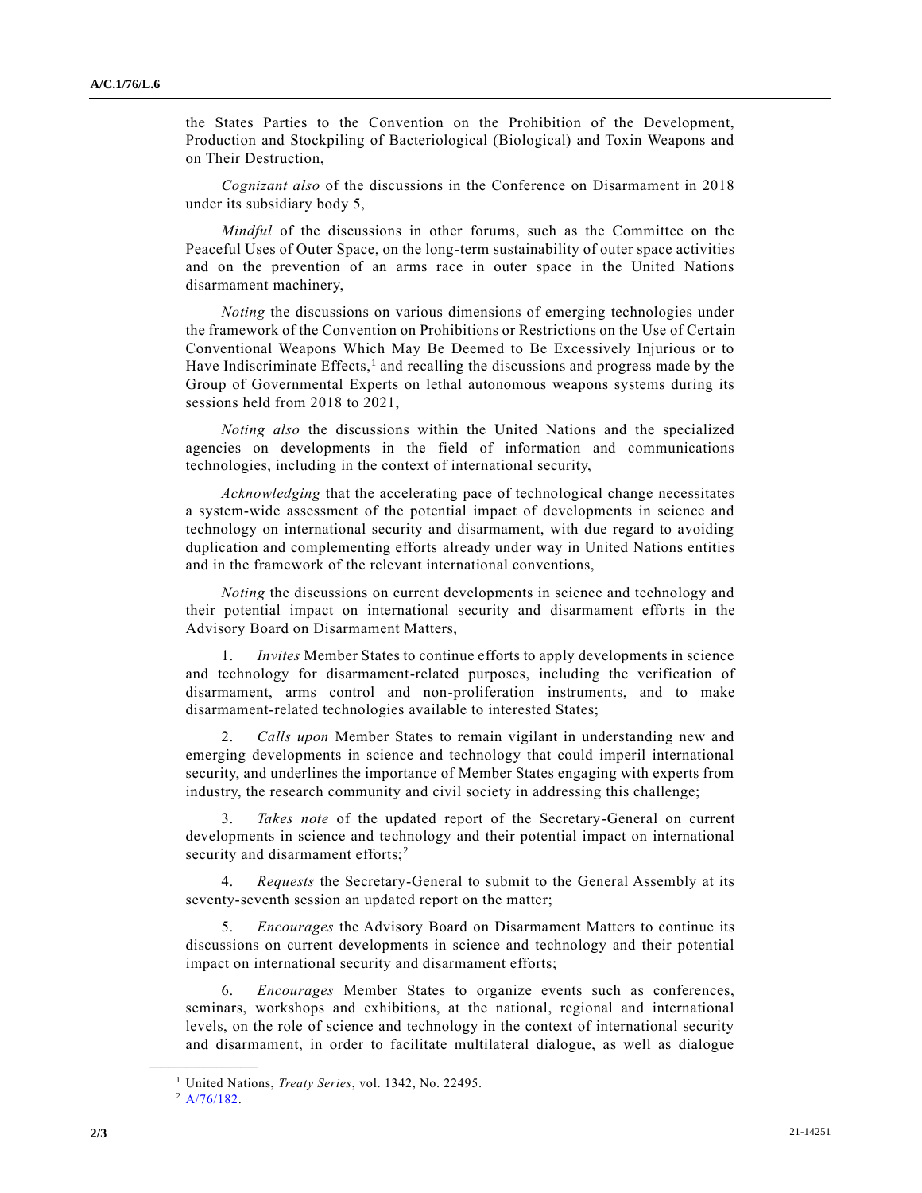the States Parties to the Convention on the Prohibition of the Development, Production and Stockpiling of Bacteriological (Biological) and Toxin Weapons and on Their Destruction,

*Cognizant also* of the discussions in the Conference on Disarmament in 2018 under its subsidiary body 5,

*Mindful* of the discussions in other forums, such as the Committee on the Peaceful Uses of Outer Space, on the long-term sustainability of outer space activities and on the prevention of an arms race in outer space in the United Nations disarmament machinery,

*Noting* the discussions on various dimensions of emerging technologies under the framework of the Convention on Prohibitions or Restrictions on the Use of Certain Conventional Weapons Which May Be Deemed to Be Excessively Injurious or to Have Indiscriminate Effects,[1] and recalling the discussions and progress made by the Group of Governmental Experts on lethal autonomous weapons systems during its sessions held from 2018 to 2021,

*Noting also* the discussions within the United Nations and the specialized agencies on developments in the field of information and communications technologies, including in the context of international security,

*Acknowledging* that the accelerating pace of technological change necessitates a system-wide assessment of the potential impact of developments in science and technology on international security and disarmament, with due regard to avoiding duplication and complementing efforts already under way in United Nations entities and in the framework of the relevant international conventions,

*Noting* the discussions on current developments in science and technology and their potential impact on international security and disarmament efforts in the Advisory Board on Disarmament Matters,

1. *Invites* Member States to continue efforts to apply developments in science and technology for disarmament-related purposes, including the verification of disarmament, arms control and non-proliferation instruments, and to make disarmament-related technologies available to interested States;

2. *Calls upon* Member States to remain vigilant in understanding new and emerging developments in science and technology that could imperil international security, and underlines the importance of Member States engaging with experts from industry, the research community and civil society in addressing this challenge;

3. *Takes note* of the updated report of the Secretary-General on current developments in science and technology and their potential impact on international security and disarmament efforts;[2]

4. *Requests* the Secretary-General to submit to the General Assembly at its seventy-seventh session an updated report on the matter;

5. *Encourages* the Advisory Board on Disarmament Matters to continue its discussions on current developments in science and technology and their potential impact on international security and disarmament efforts;

6. *Encourages* Member States to organize events such as conferences, seminars, workshops and exhibitions, at the national, regional and international levels, on the role of science and technology in the context of international security and disarmament, in order to facilitate multilateral dialogue, as well as dialogue

---

[1] United Nations, *Treaty Series*, vol. 1342, No. 22495.

[2] A/76/182.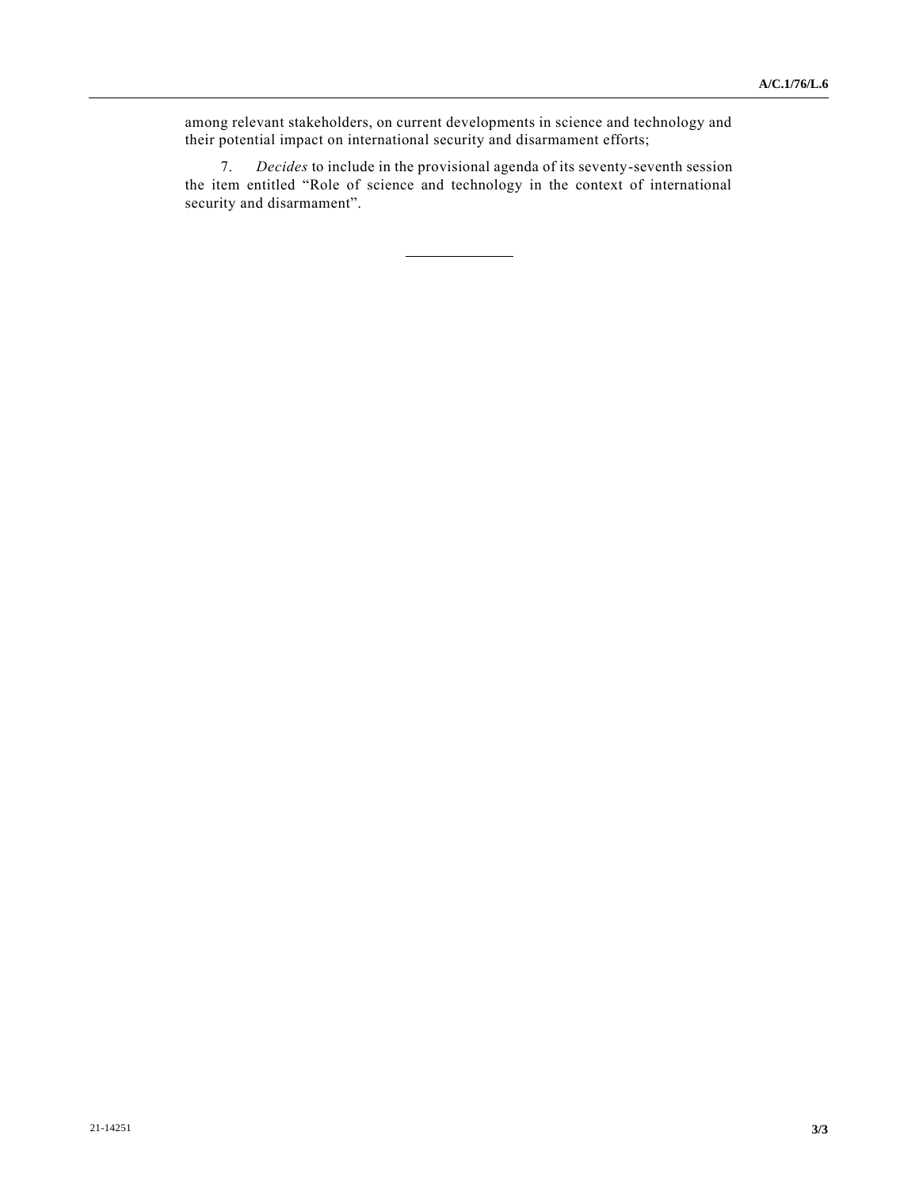among relevant stakeholders, on current developments in science and technology and their potential impact on international security and disarmament efforts;

7. *Decides* to include in the provisional agenda of its seventy-seventh session the item entitled "Role of science and technology in the context of international security and disarmament".